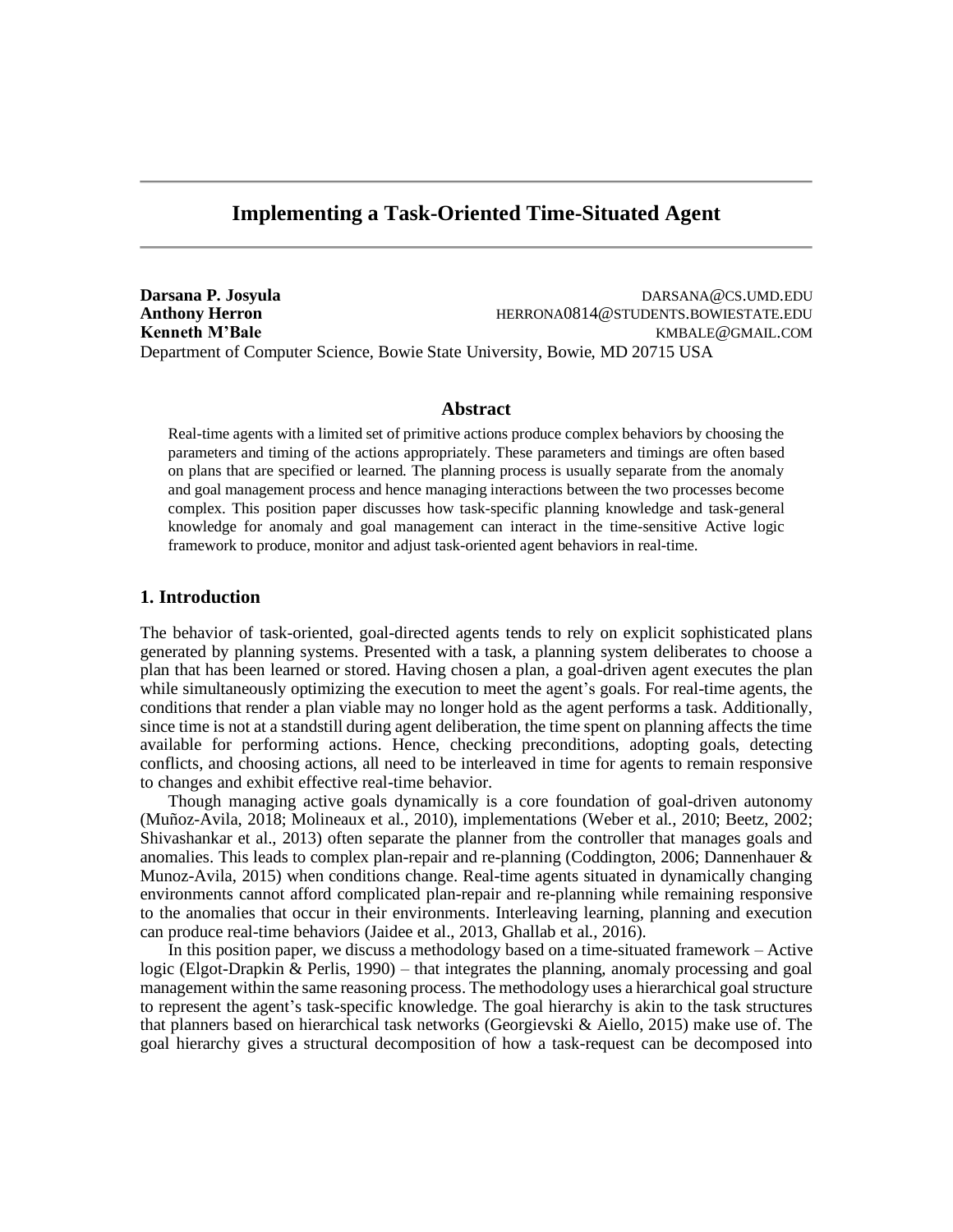# Implementing a Task-Oriented Time-Situated Agent

**Darsana P. Josyula** DARSANA@CS.UMD.EDU
**Anthony Herron** HERRONA0814@STUDENTS.BOWIESTATE.EDU
**Kenneth M'Bale** KMBALE@GMAIL.COM
Department of Computer Science, Bowie State University, Bowie, MD 20715 USA

## Abstract

Real-time agents with a limited set of primitive actions produce complex behaviors by choosing the parameters and timing of the actions appropriately. These parameters and timings are often based on plans that are specified or learned. The planning process is usually separate from the anomaly and goal management process and hence managing interactions between the two processes become complex. This position paper discusses how task-specific planning knowledge and task-general knowledge for anomaly and goal management can interact in the time-sensitive Active logic framework to produce, monitor and adjust task-oriented agent behaviors in real-time.

## 1. Introduction

The behavior of task-oriented, goal-directed agents tends to rely on explicit sophisticated plans generated by planning systems. Presented with a task, a planning system deliberates to choose a plan that has been learned or stored. Having chosen a plan, a goal-driven agent executes the plan while simultaneously optimizing the execution to meet the agent's goals. For real-time agents, the conditions that render a plan viable may no longer hold as the agent performs a task. Additionally, since time is not at a standstill during agent deliberation, the time spent on planning affects the time available for performing actions. Hence, checking preconditions, adopting goals, detecting conflicts, and choosing actions, all need to be interleaved in time for agents to remain responsive to changes and exhibit effective real-time behavior.

Though managing active goals dynamically is a core foundation of goal-driven autonomy (Muñoz-Avila, 2018; Molineaux et al., 2010), implementations (Weber et al., 2010; Beetz, 2002; Shivashankar et al., 2013) often separate the planner from the controller that manages goals and anomalies. This leads to complex plan-repair and re-planning (Coddington, 2006; Dannenhauer & Munoz-Avila, 2015) when conditions change. Real-time agents situated in dynamically changing environments cannot afford complicated plan-repair and re-planning while remaining responsive to the anomalies that occur in their environments. Interleaving learning, planning and execution can produce real-time behaviors (Jaidee et al., 2013, Ghallab et al., 2016).

In this position paper, we discuss a methodology based on a time-situated framework – Active logic (Elgot-Drapkin & Perlis, 1990) – that integrates the planning, anomaly processing and goal management within the same reasoning process. The methodology uses a hierarchical goal structure to represent the agent's task-specific knowledge. The goal hierarchy is akin to the task structures that planners based on hierarchical task networks (Georgievski & Aiello, 2015) make use of. The goal hierarchy gives a structural decomposition of how a task-request can be decomposed into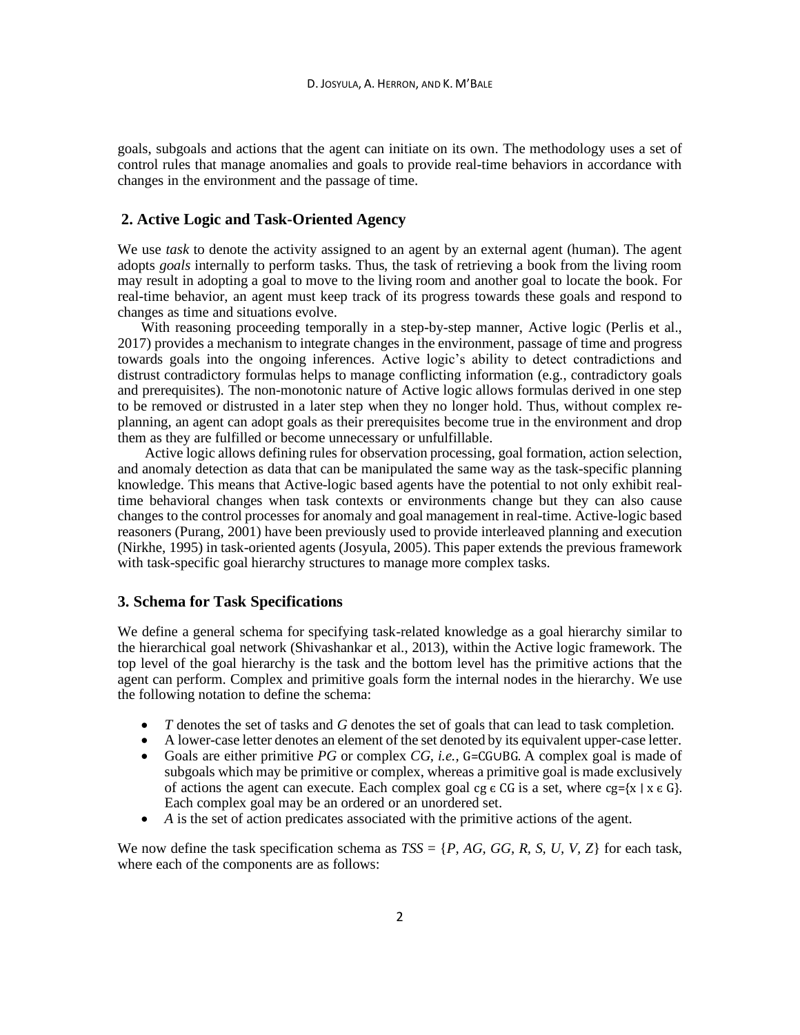goals, subgoals and actions that the agent can initiate on its own. The methodology uses a set of control rules that manage anomalies and goals to provide real-time behaviors in accordance with changes in the environment and the passage of time.

## 2. Active Logic and Task-Oriented Agency

We use *task* to denote the activity assigned to an agent by an external agent (human). The agent adopts *goals* internally to perform tasks. Thus, the task of retrieving a book from the living room may result in adopting a goal to move to the living room and another goal to locate the book. For real-time behavior, an agent must keep track of its progress towards these goals and respond to changes as time and situations evolve.

With reasoning proceeding temporally in a step-by-step manner, Active logic (Perlis et al., 2017) provides a mechanism to integrate changes in the environment, passage of time and progress towards goals into the ongoing inferences. Active logic's ability to detect contradictions and distrust contradictory formulas helps to manage conflicting information (e.g., contradictory goals and prerequisites). The non-monotonic nature of Active logic allows formulas derived in one step to be removed or distrusted in a later step when they no longer hold. Thus, without complex re-planning, an agent can adopt goals as their prerequisites become true in the environment and drop them as they are fulfilled or become unnecessary or unfulfillable.

Active logic allows defining rules for observation processing, goal formation, action selection, and anomaly detection as data that can be manipulated the same way as the task-specific planning knowledge. This means that Active-logic based agents have the potential to not only exhibit real-time behavioral changes when task contexts or environments change but they can also cause changes to the control processes for anomaly and goal management in real-time. Active-logic based reasoners (Purang, 2001) have been previously used to provide interleaved planning and execution (Nirkhe, 1995) in task-oriented agents (Josyula, 2005). This paper extends the previous framework with task-specific goal hierarchy structures to manage more complex tasks.

## 3. Schema for Task Specifications

We define a general schema for specifying task-related knowledge as a goal hierarchy similar to the hierarchical goal network (Shivashankar et al., 2013), within the Active logic framework. The top level of the goal hierarchy is the task and the bottom level has the primitive actions that the agent can perform. Complex and primitive goals form the internal nodes in the hierarchy. We use the following notation to define the schema:

- $T$ denotes the set of tasks and $G$ denotes the set of goals that can lead to task completion.
- A lower-case letter denotes an element of the set denoted by its equivalent upper-case letter.
- Goals are either primitive $PG$ or complex $CG$, *i.e.*, $G = CG \cup BG$. A complex goal is made of subgoals which may be primitive or complex, whereas a primitive goal is made exclusively of actions the agent can execute. Each complex goal $cg \in CG$ is a set, where $cg = \{x \mid x \in G\}$. Each complex goal may be an ordered or an unordered set.
- $A$ is the set of action predicates associated with the primitive actions of the agent.

We now define the task specification schema as $TSS = \{P, AG, GG, R, S, U, V, Z\}$ for each task, where each of the components are as follows: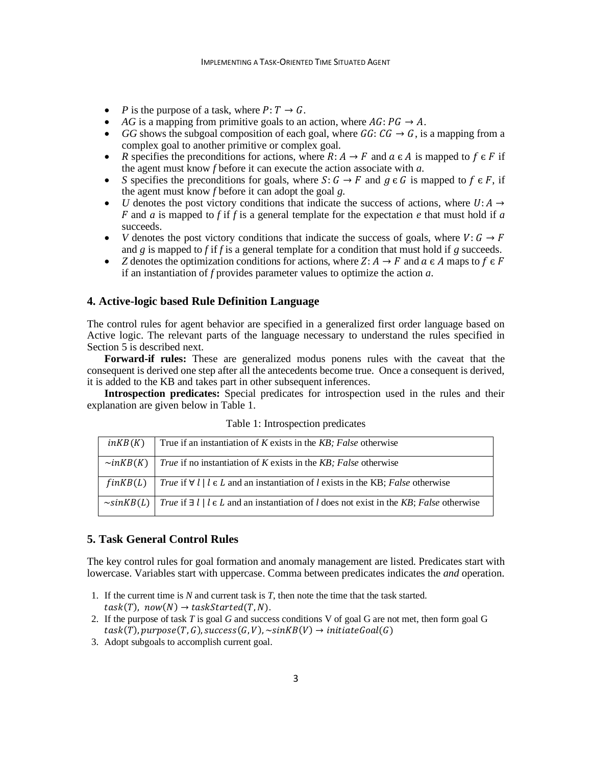- *P* is the purpose of a task, where $P: T \rightarrow G$.
- *AG* is a mapping from primitive goals to an action, where $AG: PG \rightarrow A$.
- *GG* shows the subgoal composition of each goal, where $GG: CG \rightarrow G$, is a mapping from a complex goal to another primitive or complex goal.
- *R* specifies the preconditions for actions, where $R: A \rightarrow F$ and $a \in A$ is mapped to $f \in F$ if the agent must know *f* before it can execute the action associate with *a*.
- *S* specifies the preconditions for goals, where $S: G \rightarrow F$ and $g \in G$ is mapped to $f \in F$, if the agent must know *f* before it can adopt the goal *g*.
- *U* denotes the post victory conditions that indicate the success of actions, where $U: A \rightarrow F$ and *a* is mapped to *f* if *f* is a general template for the expectation *e* that must hold if *a* succeeds.
- *V* denotes the post victory conditions that indicate the success of goals, where $V: G \rightarrow F$ and *g* is mapped to *f* if *f* is a general template for a condition that must hold if *g* succeeds.
- *Z* denotes the optimization conditions for actions, where $Z: A \rightarrow F$ and $a \in A$ maps to $f \in F$ if an instantiation of *f* provides parameter values to optimize the action *a*.

## 4. Active-logic based Rule Definition Language

The control rules for agent behavior are specified in a generalized first order language based on Active logic. The relevant parts of the language necessary to understand the rules specified in Section 5 is described next.

**Forward-if rules:** These are generalized modus ponens rules with the caveat that the consequent is derived one step after all the antecedents become true. Once a consequent is derived, it is added to the KB and takes part in other subsequent inferences.

**Introspection predicates:** Special predicates for introspection used in the rules and their explanation are given below in Table 1.

Table 1: Introspection predicates

| $inKB(K)$ | True if an instantiation of *K* exists in the *KB; False* otherwise |
|---|---|
| $\sim inKB(K)$ | *True* if no instantiation of *K* exists in the *KB; False* otherwise |
| $finKB(L)$ | *True* if $\forall\, l \mid l \in L$ and an instantiation of *l* exists in the KB; *False* otherwise |
| $\sim sinKB(L)$ | *True* if $\exists\, l \mid l \in L$ and an instantiation of *l* does not exist in the *KB*; *False* otherwise |

## 5. Task General Control Rules

The key control rules for goal formation and anomaly management are listed. Predicates start with lowercase. Variables start with uppercase. Comma between predicates indicates the *and* operation.

1. If the current time is *N* and current task is *T*, then note the time that the task started.
   $task(T),\ now(N) \rightarrow taskStarted(T, N)$.
2. If the purpose of task *T* is goal *G* and success conditions V of goal G are not met, then form goal G
   $task(T), purpose(T, G), success(G, V), \sim sinKB(V) \rightarrow initiateGoal(G)$
3. Adopt subgoals to accomplish current goal.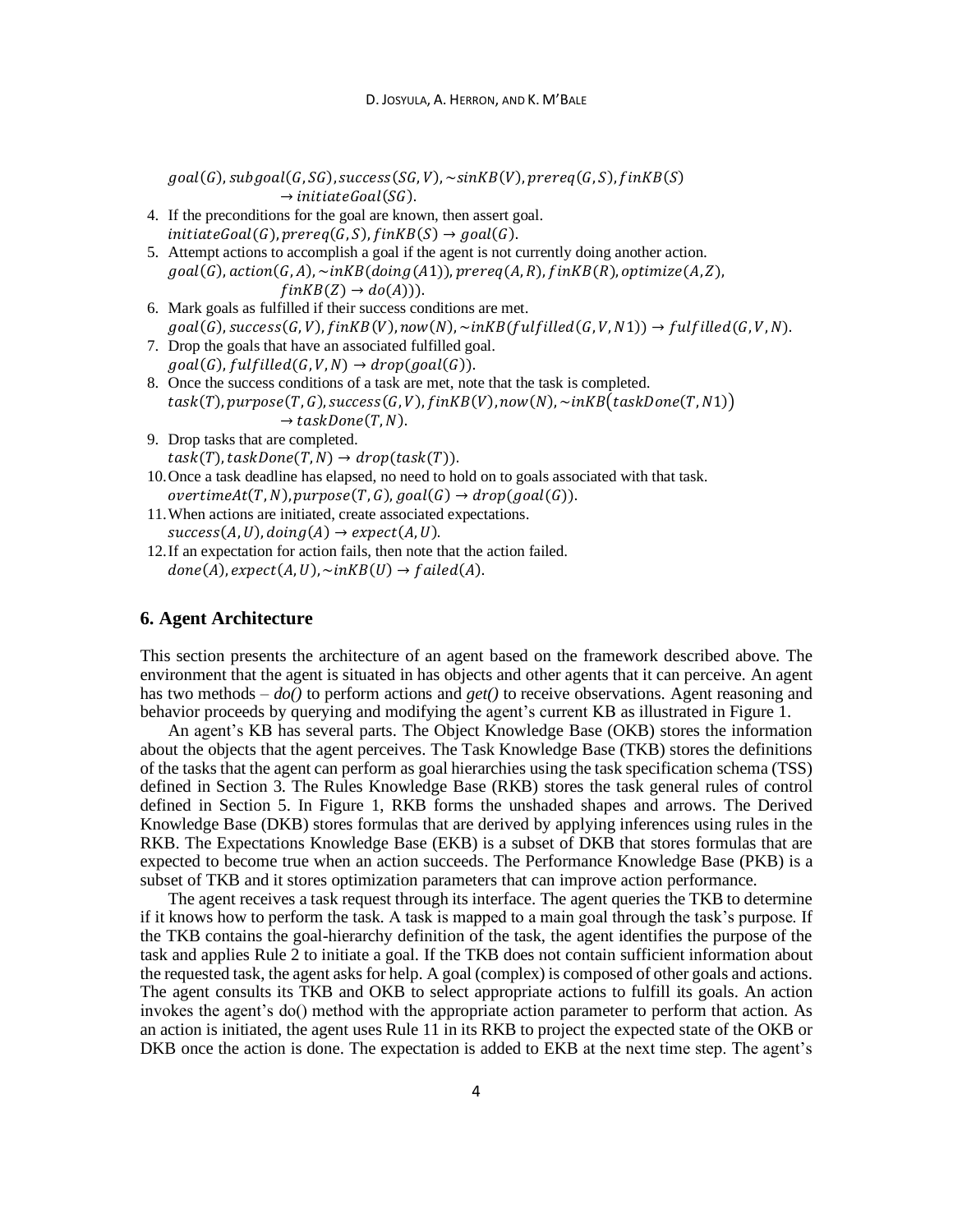$goal(G), subgoal(G, SG), success(SG, V), \sim sinKB(V), prereq(G, S), finKB(S)$
$\rightarrow initiateGoal(SG).$

4. If the preconditions for the goal are known, then assert goal.
   $initiateGoal(G), prereq(G, S), finKB(S) \rightarrow goal(G).$
5. Attempt actions to accomplish a goal if the agent is not currently doing another action.
   $goal(G), action(G, A), \sim inKB(doing(A1)), prereq(A, R), finKB(R), optimize(A, Z),$
   $finKB(Z) \rightarrow do(A))).$
6. Mark goals as fulfilled if their success conditions are met.
   $goal(G), success(G, V), finKB(V), now(N), \sim inKB(fulfilled(G, V, N1)) \rightarrow fulfilled(G, V, N).$
7. Drop the goals that have an associated fulfilled goal.
   $goal(G), fulfilled(G, V, N) \rightarrow drop(goal(G)).$
8. Once the success conditions of a task are met, note that the task is completed.
   $task(T), purpose(T, G), success(G, V), finKB(V), now(N), \sim inKB\big(taskDone(T, N1)\big)$
   $\rightarrow taskDone(T, N).$
9. Drop tasks that are completed.
   $task(T), taskDone(T, N) \rightarrow drop(task(T)).$
10. Once a task deadline has elapsed, no need to hold on to goals associated with that task.
    $overtimeAt(T, N), purpose(T, G), goal(G) \rightarrow drop(goal(G)).$
11. When actions are initiated, create associated expectations.
    $success(A, U), doing(A) \rightarrow expect(A, U).$
12. If an expectation for action fails, then note that the action failed.
    $done(A), expect(A, U), \sim inKB(U) \rightarrow failed(A).$

## 6. Agent Architecture

This section presents the architecture of an agent based on the framework described above. The environment that the agent is situated in has objects and other agents that it can perceive. An agent has two methods – *do()* to perform actions and *get()* to receive observations. Agent reasoning and behavior proceeds by querying and modifying the agent's current KB as illustrated in Figure 1.

An agent's KB has several parts. The Object Knowledge Base (OKB) stores the information about the objects that the agent perceives. The Task Knowledge Base (TKB) stores the definitions of the tasks that the agent can perform as goal hierarchies using the task specification schema (TSS) defined in Section 3. The Rules Knowledge Base (RKB) stores the task general rules of control defined in Section 5. In Figure 1, RKB forms the unshaded shapes and arrows. The Derived Knowledge Base (DKB) stores formulas that are derived by applying inferences using rules in the RKB. The Expectations Knowledge Base (EKB) is a subset of DKB that stores formulas that are expected to become true when an action succeeds. The Performance Knowledge Base (PKB) is a subset of TKB and it stores optimization parameters that can improve action performance.

The agent receives a task request through its interface. The agent queries the TKB to determine if it knows how to perform the task. A task is mapped to a main goal through the task's purpose. If the TKB contains the goal-hierarchy definition of the task, the agent identifies the purpose of the task and applies Rule 2 to initiate a goal. If the TKB does not contain sufficient information about the requested task, the agent asks for help. A goal (complex) is composed of other goals and actions. The agent consults its TKB and OKB to select appropriate actions to fulfill its goals. An action invokes the agent's do() method with the appropriate action parameter to perform that action. As an action is initiated, the agent uses Rule 11 in its RKB to project the expected state of the OKB or DKB once the action is done. The expectation is added to EKB at the next time step. The agent's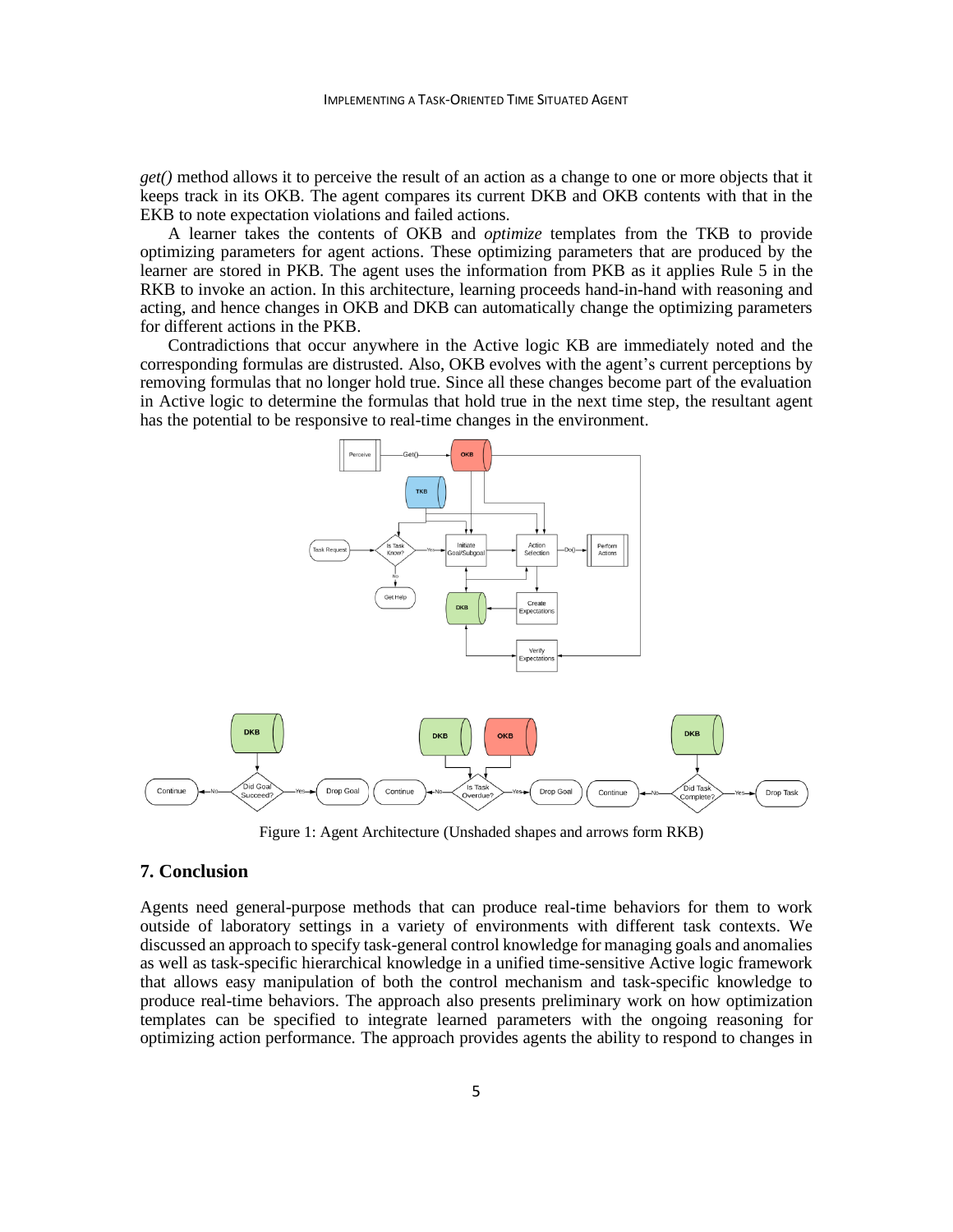*get()* method allows it to perceive the result of an action as a change to one or more objects that it keeps track in its OKB. The agent compares its current DKB and OKB contents with that in the EKB to note expectation violations and failed actions.

A learner takes the contents of OKB and *optimize* templates from the TKB to provide optimizing parameters for agent actions. These optimizing parameters that are produced by the learner are stored in PKB. The agent uses the information from PKB as it applies Rule 5 in the RKB to invoke an action. In this architecture, learning proceeds hand-in-hand with reasoning and acting, and hence changes in OKB and DKB can automatically change the optimizing parameters for different actions in the PKB.

Contradictions that occur anywhere in the Active logic KB are immediately noted and the corresponding formulas are distrusted. Also, OKB evolves with the agent's current perceptions by removing formulas that no longer hold true. Since all these changes become part of the evaluation in Active logic to determine the formulas that hold true in the next time step, the resultant agent has the potential to be responsive to real-time changes in the environment.

Figure 1: Agent Architecture (Unshaded shapes and arrows form RKB)

## 7. Conclusion

Agents need general-purpose methods that can produce real-time behaviors for them to work outside of laboratory settings in a variety of environments with different task contexts. We discussed an approach to specify task-general control knowledge for managing goals and anomalies as well as task-specific hierarchical knowledge in a unified time-sensitive Active logic framework that allows easy manipulation of both the control mechanism and task-specific knowledge to produce real-time behaviors. The approach also presents preliminary work on how optimization templates can be specified to integrate learned parameters with the ongoing reasoning for optimizing action performance. The approach provides agents the ability to respond to changes in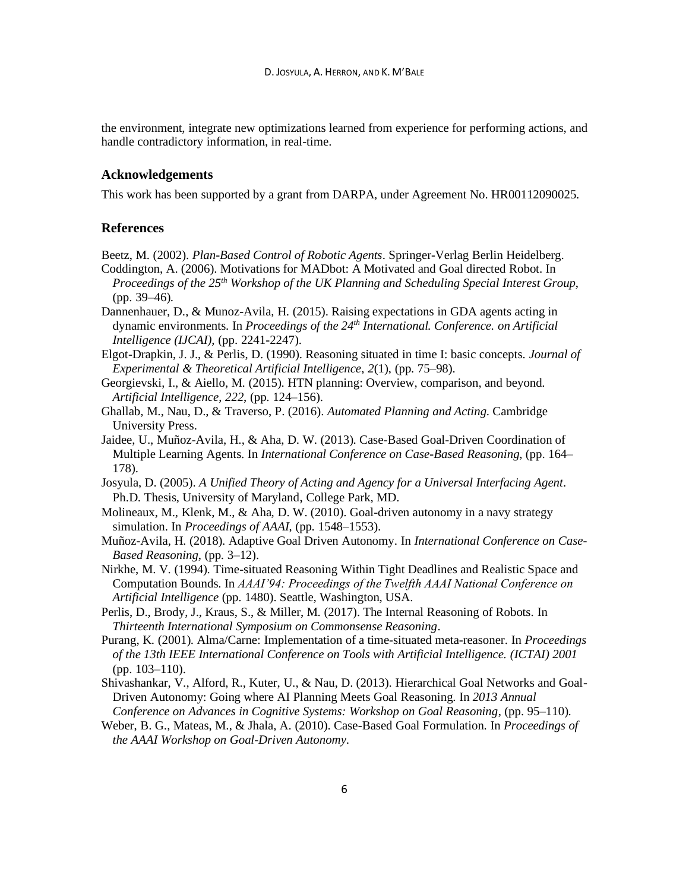the environment, integrate new optimizations learned from experience for performing actions, and handle contradictory information, in real-time.

## Acknowledgements

This work has been supported by a grant from DARPA, under Agreement No. HR00112090025.

## References

Beetz, M. (2002). *Plan-Based Control of Robotic Agents*. Springer-Verlag Berlin Heidelberg.

Coddington, A. (2006). Motivations for MADbot: A Motivated and Goal directed Robot. In *Proceedings of the 25th Workshop of the UK Planning and Scheduling Special Interest Group*, (pp. 39–46).

Dannenhauer, D., & Munoz-Avila, H. (2015). Raising expectations in GDA agents acting in dynamic environments. In *Proceedings of the 24th International. Conference. on Artificial Intelligence (IJCAI)*, (pp. 2241-2247).

Elgot-Drapkin, J. J., & Perlis, D. (1990). Reasoning situated in time I: basic concepts. *Journal of Experimental & Theoretical Artificial Intelligence*, *2*(1), (pp. 75–98).

Georgievski, I., & Aiello, M. (2015). HTN planning: Overview, comparison, and beyond. *Artificial Intelligence*, *222*, (pp. 124–156).

Ghallab, M., Nau, D., & Traverso, P. (2016). *Automated Planning and Acting*. Cambridge University Press.

Jaidee, U., Muñoz-Avila, H., & Aha, D. W. (2013). Case-Based Goal-Driven Coordination of Multiple Learning Agents. In *International Conference on Case-Based Reasoning*, (pp. 164–178).

Josyula, D. (2005). *A Unified Theory of Acting and Agency for a Universal Interfacing Agent*. Ph.D. Thesis, University of Maryland, College Park, MD.

Molineaux, M., Klenk, M., & Aha, D. W. (2010). Goal-driven autonomy in a navy strategy simulation. In *Proceedings of AAAI*, (pp. 1548–1553).

Muñoz-Avila, H. (2018). Adaptive Goal Driven Autonomy. In *International Conference on Case-Based Reasoning*, (pp. 3–12).

Nirkhe, M. V. (1994). Time-situated Reasoning Within Tight Deadlines and Realistic Space and Computation Bounds. In *AAAI'94: Proceedings of the Twelfth AAAI National Conference on Artificial Intelligence* (pp. 1480). Seattle, Washington, USA.

Perlis, D., Brody, J., Kraus, S., & Miller, M. (2017). The Internal Reasoning of Robots. In *Thirteenth International Symposium on Commonsense Reasoning*.

Purang, K. (2001). Alma/Carne: Implementation of a time-situated meta-reasoner. In *Proceedings of the 13th IEEE International Conference on Tools with Artificial Intelligence. (ICTAI) 2001* (pp. 103–110).

Shivashankar, V., Alford, R., Kuter, U., & Nau, D. (2013). Hierarchical Goal Networks and Goal-Driven Autonomy: Going where AI Planning Meets Goal Reasoning. In *2013 Annual Conference on Advances in Cognitive Systems: Workshop on Goal Reasoning*, (pp. 95–110).

Weber, B. G., Mateas, M., & Jhala, A. (2010). Case-Based Goal Formulation. In *Proceedings of the AAAI Workshop on Goal-Driven Autonomy*.